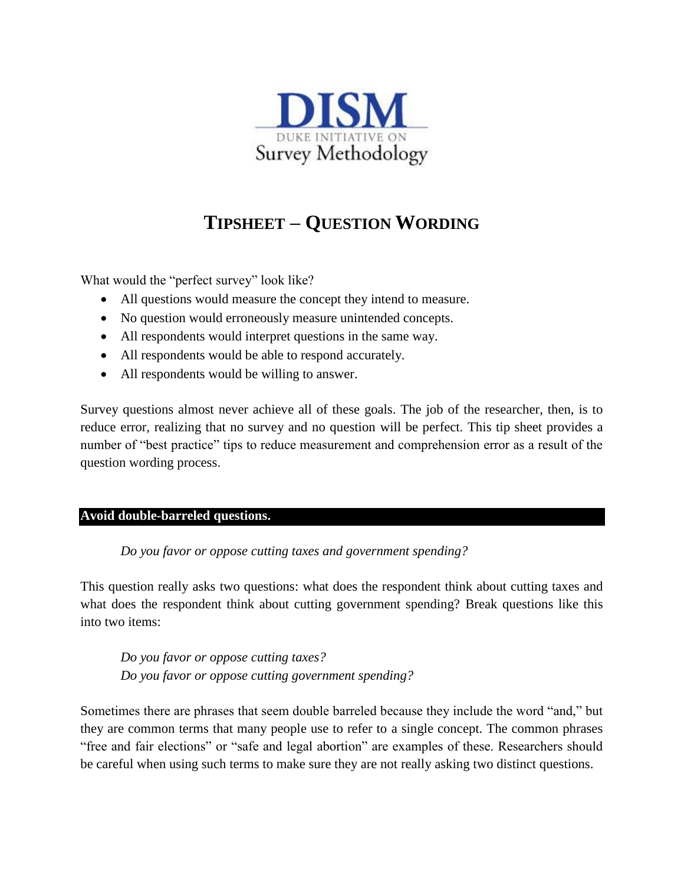**DISM**

DUKE INITIATIVE ON
Survey Methodology

# TIPSHEET – QUESTION WORDING

What would the "perfect survey" look like?

- All questions would measure the concept they intend to measure.
- No question would erroneously measure unintended concepts.
- All respondents would interpret questions in the same way.
- All respondents would be able to respond accurately.
- All respondents would be willing to answer.

Survey questions almost never achieve all of these goals. The job of the researcher, then, is to reduce error, realizing that no survey and no question will be perfect. This tip sheet provides a number of "best practice" tips to reduce measurement and comprehension error as a result of the question wording process.

## Avoid double-barreled questions.

*Do you favor or oppose cutting taxes and government spending?*

This question really asks two questions: what does the respondent think about cutting taxes and what does the respondent think about cutting government spending? Break questions like this into two items:

*Do you favor or oppose cutting taxes?*
*Do you favor or oppose cutting government spending?*

Sometimes there are phrases that seem double barreled because they include the word "and," but they are common terms that many people use to refer to a single concept. The common phrases "free and fair elections" or "safe and legal abortion" are examples of these. Researchers should be careful when using such terms to make sure they are not really asking two distinct questions.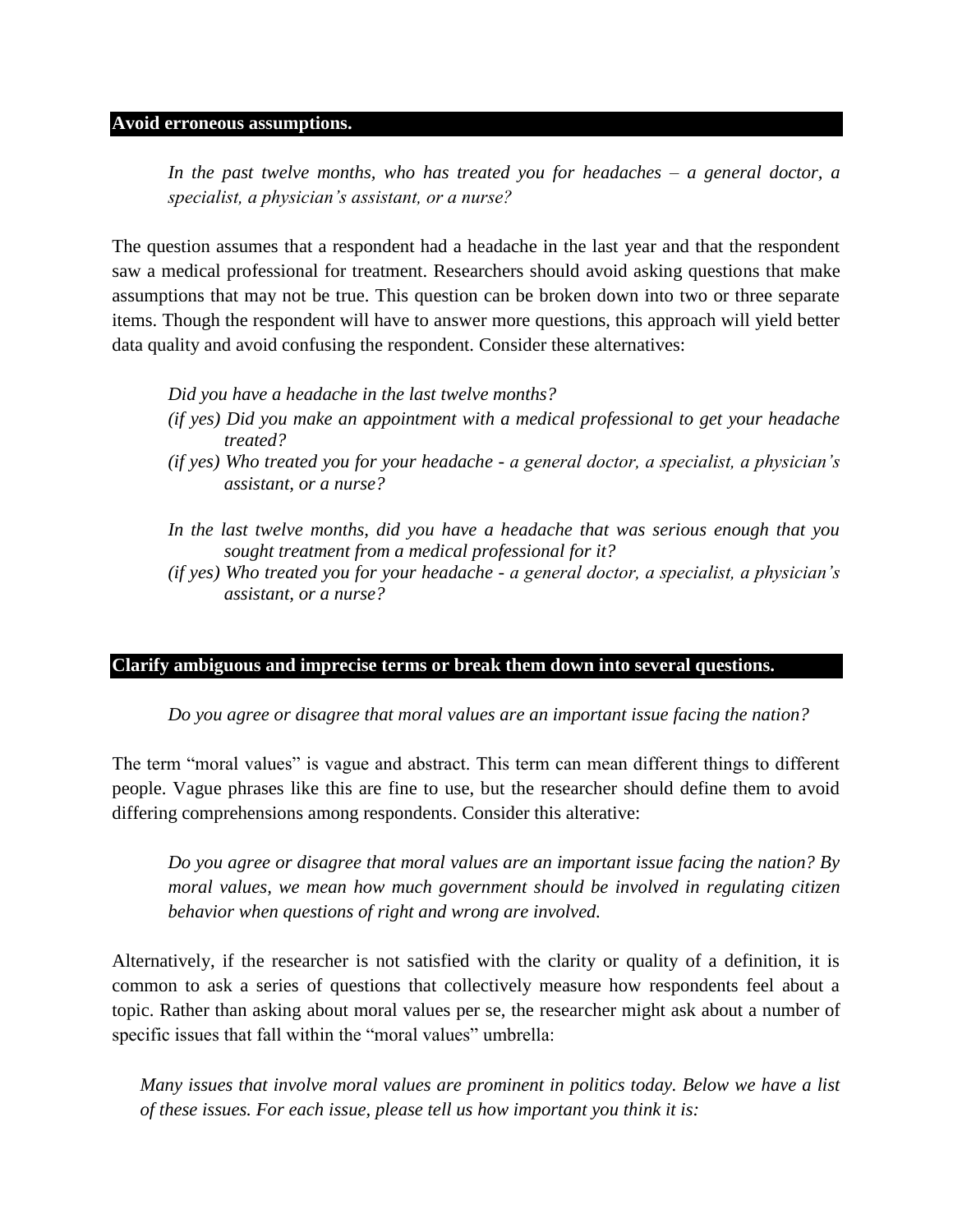## Avoid erroneous assumptions.

> *In the past twelve months, who has treated you for headaches – a general doctor, a specialist, a physician's assistant, or a nurse?*

The question assumes that a respondent had a headache in the last year and that the respondent saw a medical professional for treatment. Researchers should avoid asking questions that make assumptions that may not be true. This question can be broken down into two or three separate items. Though the respondent will have to answer more questions, this approach will yield better data quality and avoid confusing the respondent. Consider these alternatives:

> *Did you have a headache in the last twelve months?*
> *(if yes) Did you make an appointment with a medical professional to get your headache treated?*
> *(if yes) Who treated you for your headache - a general doctor, a specialist, a physician's assistant, or a nurse?*
>
> *In the last twelve months, did you have a headache that was serious enough that you sought treatment from a medical professional for it?*
> *(if yes) Who treated you for your headache - a general doctor, a specialist, a physician's assistant, or a nurse?*

## Clarify ambiguous and imprecise terms or break them down into several questions.

> *Do you agree or disagree that moral values are an important issue facing the nation?*

The term "moral values" is vague and abstract. This term can mean different things to different people. Vague phrases like this are fine to use, but the researcher should define them to avoid differing comprehensions among respondents. Consider this alterative:

> *Do you agree or disagree that moral values are an important issue facing the nation? By moral values, we mean how much government should be involved in regulating citizen behavior when questions of right and wrong are involved.*

Alternatively, if the researcher is not satisfied with the clarity or quality of a definition, it is common to ask a series of questions that collectively measure how respondents feel about a topic. Rather than asking about moral values per se, the researcher might ask about a number of specific issues that fall within the "moral values" umbrella:

> *Many issues that involve moral values are prominent in politics today. Below we have a list of these issues. For each issue, please tell us how important you think it is:*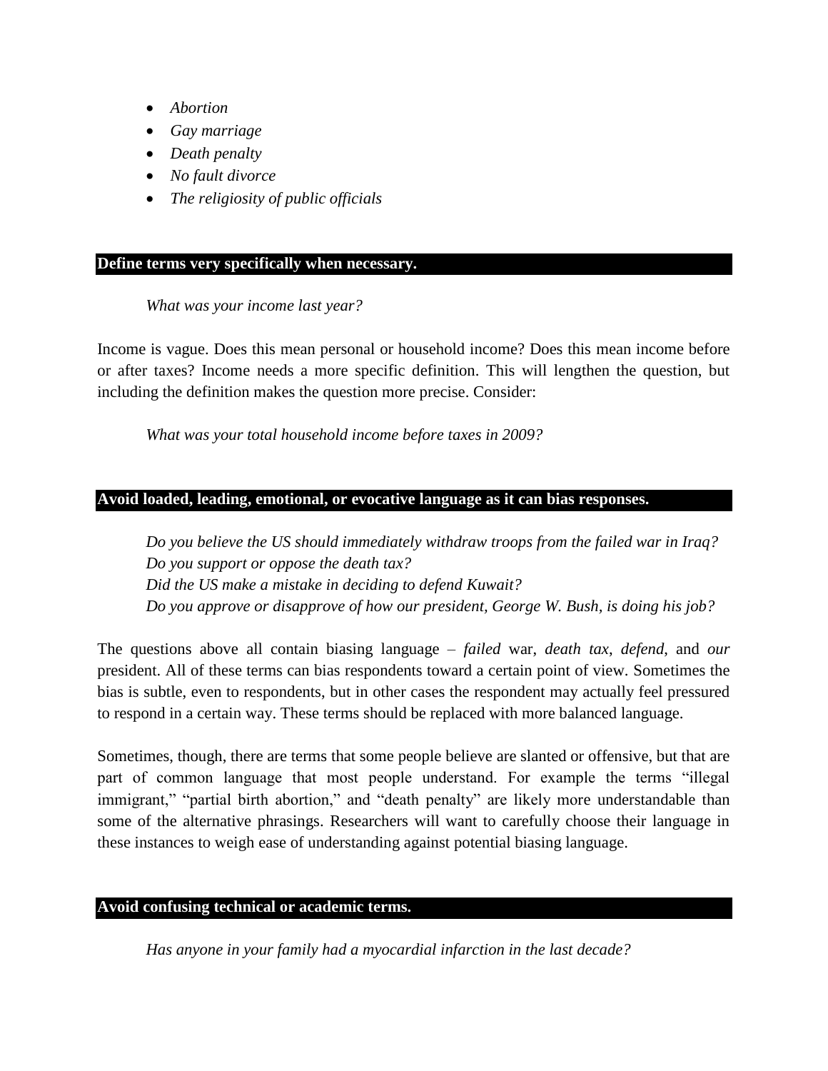- *Abortion*
- *Gay marriage*
- *Death penalty*
- *No fault divorce*
- *The religiosity of public officials*

### Define terms very specifically when necessary.

*What was your income last year?*

Income is vague. Does this mean personal or household income? Does this mean income before or after taxes? Income needs a more specific definition. This will lengthen the question, but including the definition makes the question more precise. Consider:

*What was your total household income before taxes in 2009?*

### Avoid loaded, leading, emotional, or evocative language as it can bias responses.

*Do you believe the US should immediately withdraw troops from the failed war in Iraq?*
*Do you support or oppose the death tax?*
*Did the US make a mistake in deciding to defend Kuwait?*
*Do you approve or disapprove of how our president, George W. Bush, is doing his job?*

The questions above all contain biasing language – *failed* war, *death tax*, *defend*, and *our* president. All of these terms can bias respondents toward a certain point of view. Sometimes the bias is subtle, even to respondents, but in other cases the respondent may actually feel pressured to respond in a certain way. These terms should be replaced with more balanced language.

Sometimes, though, there are terms that some people believe are slanted or offensive, but that are part of common language that most people understand. For example the terms "illegal immigrant," "partial birth abortion," and "death penalty" are likely more understandable than some of the alternative phrasings. Researchers will want to carefully choose their language in these instances to weigh ease of understanding against potential biasing language.

### Avoid confusing technical or academic terms.

*Has anyone in your family had a myocardial infarction in the last decade?*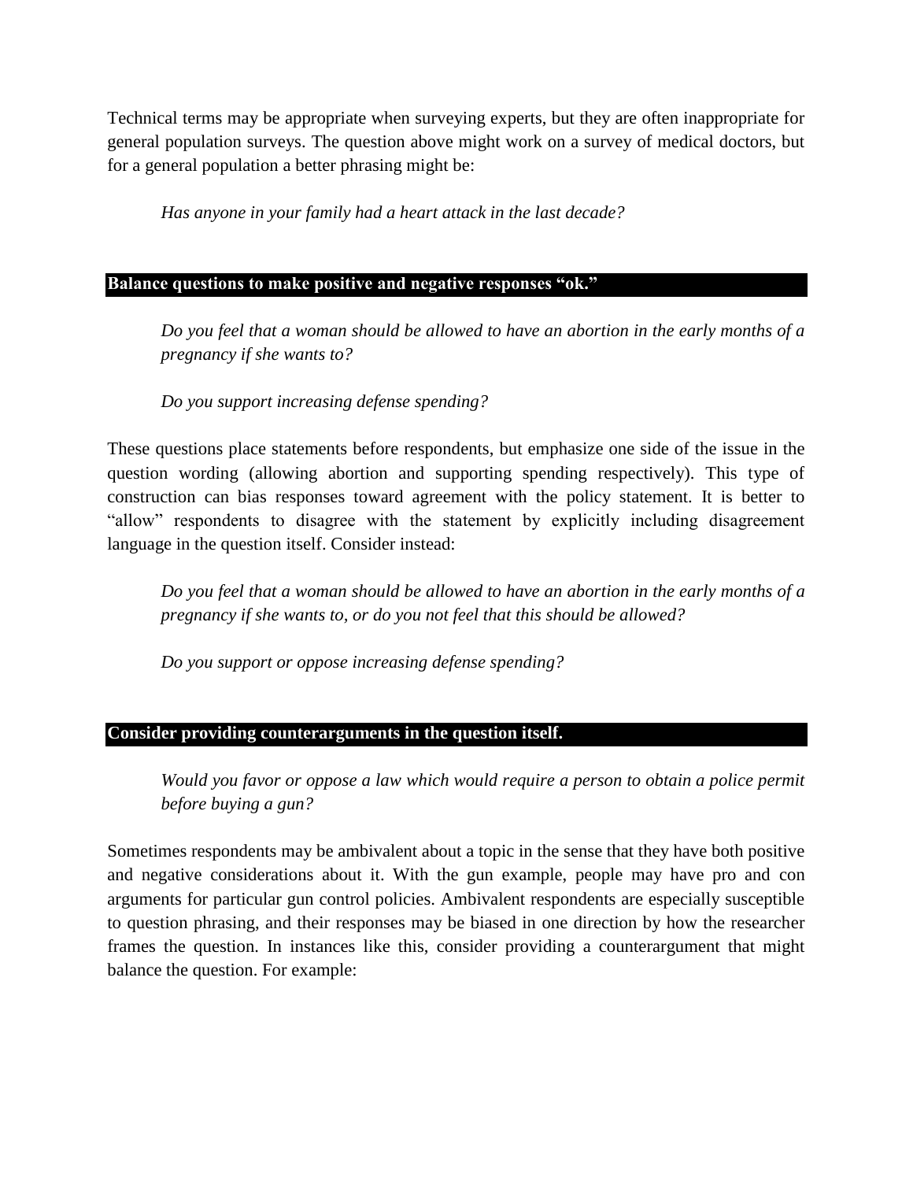Technical terms may be appropriate when surveying experts, but they are often inappropriate for general population surveys. The question above might work on a survey of medical doctors, but for a general population a better phrasing might be:

> *Has anyone in your family had a heart attack in the last decade?*

### Balance questions to make positive and negative responses "ok."

> *Do you feel that a woman should be allowed to have an abortion in the early months of a pregnancy if she wants to?*
>
> *Do you support increasing defense spending?*

These questions place statements before respondents, but emphasize one side of the issue in the question wording (allowing abortion and supporting spending respectively). This type of construction can bias responses toward agreement with the policy statement. It is better to "allow" respondents to disagree with the statement by explicitly including disagreement language in the question itself. Consider instead:

> *Do you feel that a woman should be allowed to have an abortion in the early months of a pregnancy if she wants to, or do you not feel that this should be allowed?*
>
> *Do you support or oppose increasing defense spending?*

### Consider providing counterarguments in the question itself.

> *Would you favor or oppose a law which would require a person to obtain a police permit before buying a gun?*

Sometimes respondents may be ambivalent about a topic in the sense that they have both positive and negative considerations about it. With the gun example, people may have pro and con arguments for particular gun control policies. Ambivalent respondents are especially susceptible to question phrasing, and their responses may be biased in one direction by how the researcher frames the question. In instances like this, consider providing a counterargument that might balance the question. For example: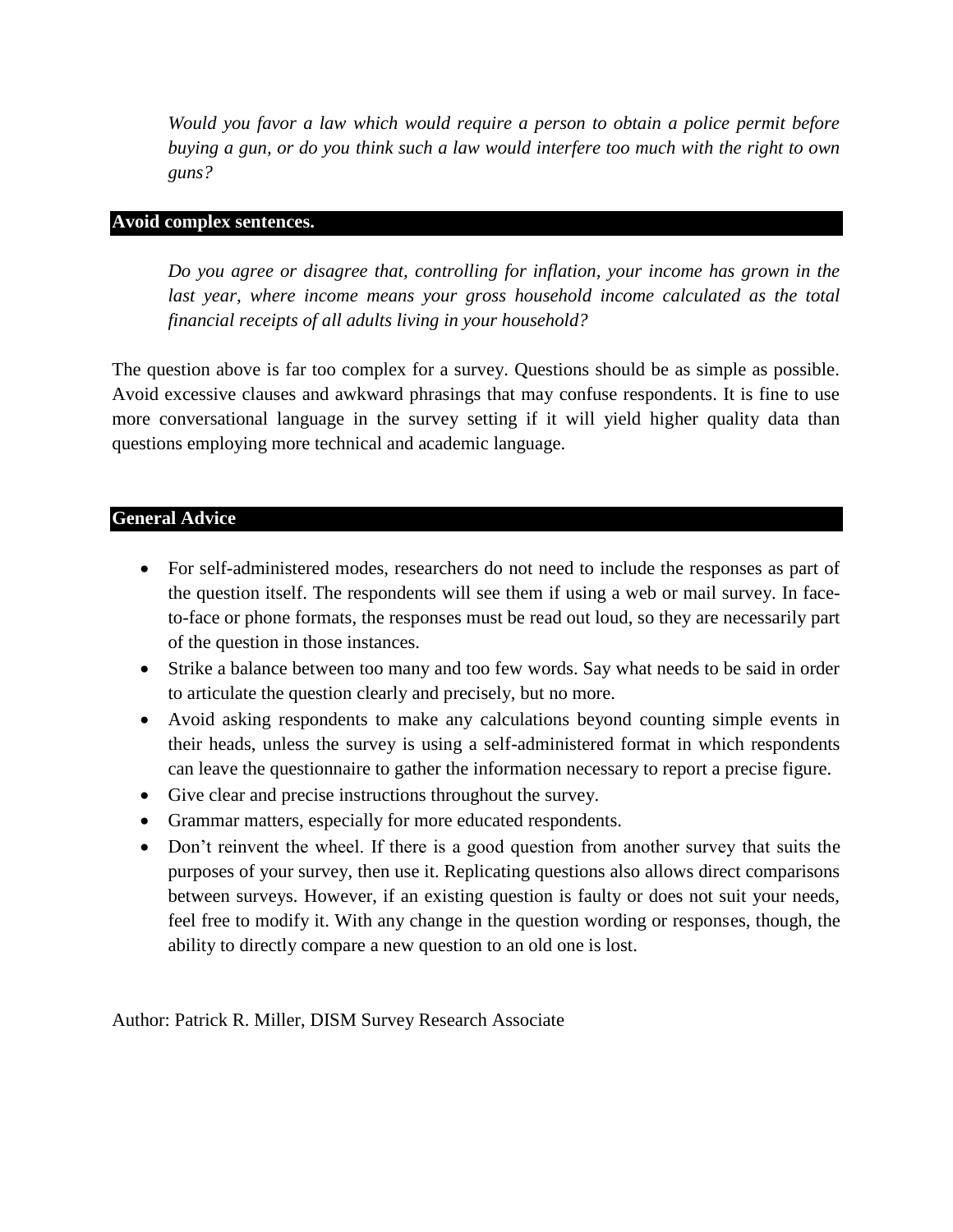*Would you favor a law which would require a person to obtain a police permit before buying a gun, or do you think such a law would interfere too much with the right to own guns?*

## Avoid complex sentences.

*Do you agree or disagree that, controlling for inflation, your income has grown in the last year, where income means your gross household income calculated as the total financial receipts of all adults living in your household?*

The question above is far too complex for a survey. Questions should be as simple as possible. Avoid excessive clauses and awkward phrasings that may confuse respondents. It is fine to use more conversational language in the survey setting if it will yield higher quality data than questions employing more technical and academic language.

## General Advice

- For self-administered modes, researchers do not need to include the responses as part of the question itself. The respondents will see them if using a web or mail survey. In face-to-face or phone formats, the responses must be read out loud, so they are necessarily part of the question in those instances.
- Strike a balance between too many and too few words. Say what needs to be said in order to articulate the question clearly and precisely, but no more.
- Avoid asking respondents to make any calculations beyond counting simple events in their heads, unless the survey is using a self-administered format in which respondents can leave the questionnaire to gather the information necessary to report a precise figure.
- Give clear and precise instructions throughout the survey.
- Grammar matters, especially for more educated respondents.
- Don't reinvent the wheel. If there is a good question from another survey that suits the purposes of your survey, then use it. Replicating questions also allows direct comparisons between surveys. However, if an existing question is faulty or does not suit your needs, feel free to modify it. With any change in the question wording or responses, though, the ability to directly compare a new question to an old one is lost.

Author: Patrick R. Miller, DISM Survey Research Associate